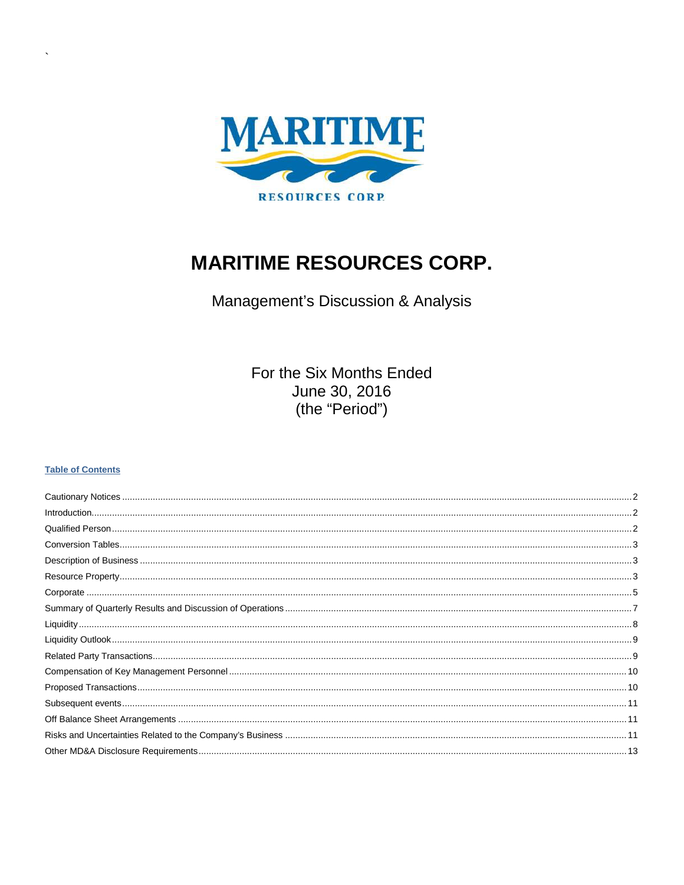# MARITIME RESOURCES CORP.

Management's Discussion & Analysis

For the Six Months Ended
June 30, 2016
(the "Period")

**Table of Contents**

| | |
|---|---|
| Cautionary Notices | 2 |
| Introduction | 2 |
| Qualified Person | 2 |
| Conversion Tables | 3 |
| Description of Business | 3 |
| Resource Property | 3 |
| Corporate | 5 |
| Summary of Quarterly Results and Discussion of Operations | 7 |
| Liquidity | 8 |
| Liquidity Outlook | 9 |
| Related Party Transactions | 9 |
| Compensation of Key Management Personnel | 10 |
| Proposed Transactions | 10 |
| Subsequent events | 11 |
| Off Balance Sheet Arrangements | 11 |
| Risks and Uncertainties Related to the Company's Business | 11 |
| Other MD&A Disclosure Requirements | 13 |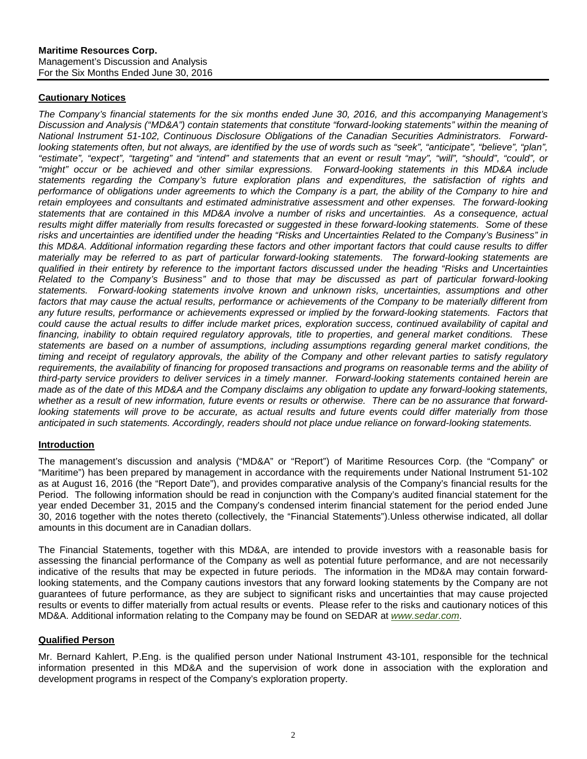**Maritime Resources Corp.**
Management's Discussion and Analysis
For the Six Months Ended June 30, 2016

## Cautionary Notices

*The Company's financial statements for the six months ended June 30, 2016, and this accompanying Management's Discussion and Analysis ("MD&A") contain statements that constitute "forward-looking statements" within the meaning of National Instrument 51-102, Continuous Disclosure Obligations of the Canadian Securities Administrators. Forward-looking statements often, but not always, are identified by the use of words such as "seek", "anticipate", "believe", "plan", "estimate", "expect", "targeting" and "intend" and statements that an event or result "may", "will", "should", "could", or "might" occur or be achieved and other similar expressions. Forward-looking statements in this MD&A include statements regarding the Company's future exploration plans and expenditures, the satisfaction of rights and performance of obligations under agreements to which the Company is a part, the ability of the Company to hire and retain employees and consultants and estimated administrative assessment and other expenses. The forward-looking statements that are contained in this MD&A involve a number of risks and uncertainties. As a consequence, actual results might differ materially from results forecasted or suggested in these forward-looking statements. Some of these risks and uncertainties are identified under the heading "Risks and Uncertainties Related to the Company's Business" in this MD&A. Additional information regarding these factors and other important factors that could cause results to differ materially may be referred to as part of particular forward-looking statements. The forward-looking statements are qualified in their entirety by reference to the important factors discussed under the heading "Risks and Uncertainties Related to the Company's Business" and to those that may be discussed as part of particular forward-looking statements. Forward-looking statements involve known and unknown risks, uncertainties, assumptions and other factors that may cause the actual results, performance or achievements of the Company to be materially different from any future results, performance or achievements expressed or implied by the forward-looking statements. Factors that could cause the actual results to differ include market prices, exploration success, continued availability of capital and financing, inability to obtain required regulatory approvals, title to properties, and general market conditions. These statements are based on a number of assumptions, including assumptions regarding general market conditions, the timing and receipt of regulatory approvals, the ability of the Company and other relevant parties to satisfy regulatory requirements, the availability of financing for proposed transactions and programs on reasonable terms and the ability of third-party service providers to deliver services in a timely manner. Forward-looking statements contained herein are made as of the date of this MD&A and the Company disclaims any obligation to update any forward-looking statements, whether as a result of new information, future events or results or otherwise. There can be no assurance that forward-looking statements will prove to be accurate, as actual results and future events could differ materially from those anticipated in such statements. Accordingly, readers should not place undue reliance on forward-looking statements.*

## Introduction

The management's discussion and analysis ("MD&A" or "Report") of Maritime Resources Corp. (the "Company" or "Maritime") has been prepared by management in accordance with the requirements under National Instrument 51-102 as at August 16, 2016 (the "Report Date"), and provides comparative analysis of the Company's financial results for the Period. The following information should be read in conjunction with the Company's audited financial statement for the year ended December 31, 2015 and the Company's condensed interim financial statement for the period ended June 30, 2016 together with the notes thereto (collectively, the "Financial Statements").Unless otherwise indicated, all dollar amounts in this document are in Canadian dollars.

The Financial Statements, together with this MD&A, are intended to provide investors with a reasonable basis for assessing the financial performance of the Company as well as potential future performance, and are not necessarily indicative of the results that may be expected in future periods. The information in the MD&A may contain forward-looking statements, and the Company cautions investors that any forward looking statements by the Company are not guarantees of future performance, as they are subject to significant risks and uncertainties that may cause projected results or events to differ materially from actual results or events. Please refer to the risks and cautionary notices of this MD&A. Additional information relating to the Company may be found on SEDAR at *www.sedar.com*.

## Qualified Person

Mr. Bernard Kahlert, P.Eng. is the qualified person under National Instrument 43-101, responsible for the technical information presented in this MD&A and the supervision of work done in association with the exploration and development programs in respect of the Company's exploration property.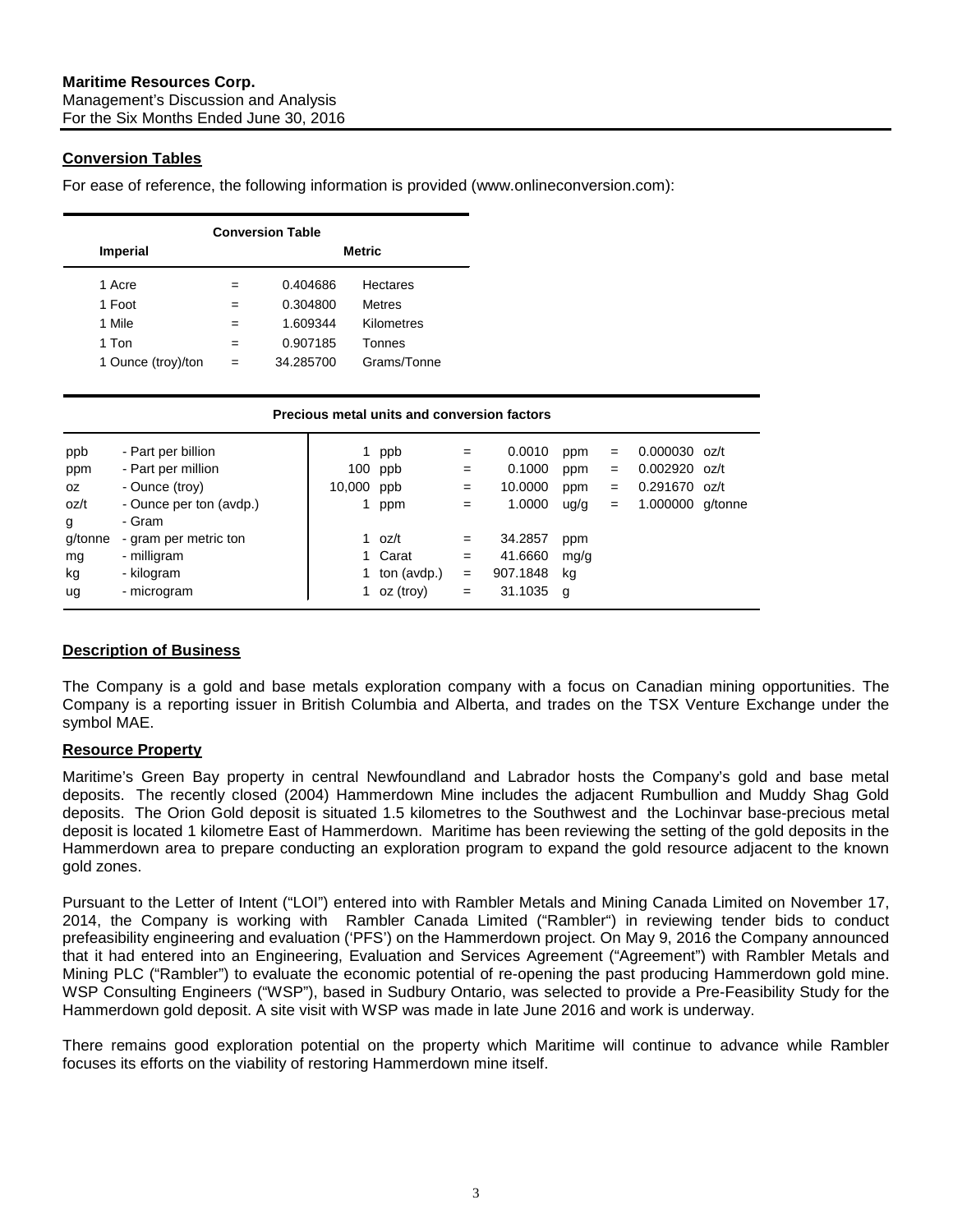## Conversion Tables

For ease of reference, the following information is provided (www.onlineconversion.com):

| Conversion Table | | | |
|---|---|---|---|
| **Imperial** | | **Metric** | |
| 1 Acre | = | 0.404686 | Hectares |
| 1 Foot | = | 0.304800 | Metres |
| 1 Mile | = | 1.609344 | Kilometres |
| 1 Ton | = | 0.907185 | Tonnes |
| 1 Ounce (troy)/ton | = | 34.285700 | Grams/Tonne |

**Precious metal units and conversion factors**

| | | | | = | | | = | | |
|---|---|---|---|---|---|---|---|---|---|
| ppb | - Part per billion | 1 | ppb | = | 0.0010 | ppm | = | 0.000030 | oz/t |
| ppm | - Part per million | 100 | ppb | = | 0.1000 | ppm | = | 0.002920 | oz/t |
| oz | - Ounce (troy) | 10,000 | ppb | = | 10.0000 | ppm | = | 0.291670 | oz/t |
| oz/t | - Ounce per ton (avdp.) | 1 | ppm | = | 1.0000 | ug/g | = | 1.000000 | g/tonne |
| g | - Gram | | | | | | | | |
| g/tonne | - gram per metric ton | 1 | oz/t | = | 34.2857 | ppm | | | |
| mg | - milligram | 1 | Carat | = | 41.6660 | mg/g | | | |
| kg | - kilogram | 1 | ton (avdp.) | = | 907.1848 | kg | | | |
| ug | - microgram | 1 | oz (troy) | = | 31.1035 | g | | | |

## Description of Business

The Company is a gold and base metals exploration company with a focus on Canadian mining opportunities. The Company is a reporting issuer in British Columbia and Alberta, and trades on the TSX Venture Exchange under the symbol MAE.

## Resource Property

Maritime's Green Bay property in central Newfoundland and Labrador hosts the Company's gold and base metal deposits. The recently closed (2004) Hammerdown Mine includes the adjacent Rumbullion and Muddy Shag Gold deposits. The Orion Gold deposit is situated 1.5 kilometres to the Southwest and the Lochinvar base-precious metal deposit is located 1 kilometre East of Hammerdown. Maritime has been reviewing the setting of the gold deposits in the Hammerdown area to prepare conducting an exploration program to expand the gold resource adjacent to the known gold zones.

Pursuant to the Letter of Intent ("LOI") entered into with Rambler Metals and Mining Canada Limited on November 17, 2014, the Company is working with Rambler Canada Limited ("Rambler") in reviewing tender bids to conduct prefeasibility engineering and evaluation ('PFS') on the Hammerdown project. On May 9, 2016 the Company announced that it had entered into an Engineering, Evaluation and Services Agreement ("Agreement") with Rambler Metals and Mining PLC ("Rambler") to evaluate the economic potential of re-opening the past producing Hammerdown gold mine. WSP Consulting Engineers ("WSP"), based in Sudbury Ontario, was selected to provide a Pre-Feasibility Study for the Hammerdown gold deposit. A site visit with WSP was made in late June 2016 and work is underway.

There remains good exploration potential on the property which Maritime will continue to advance while Rambler focuses its efforts on the viability of restoring Hammerdown mine itself.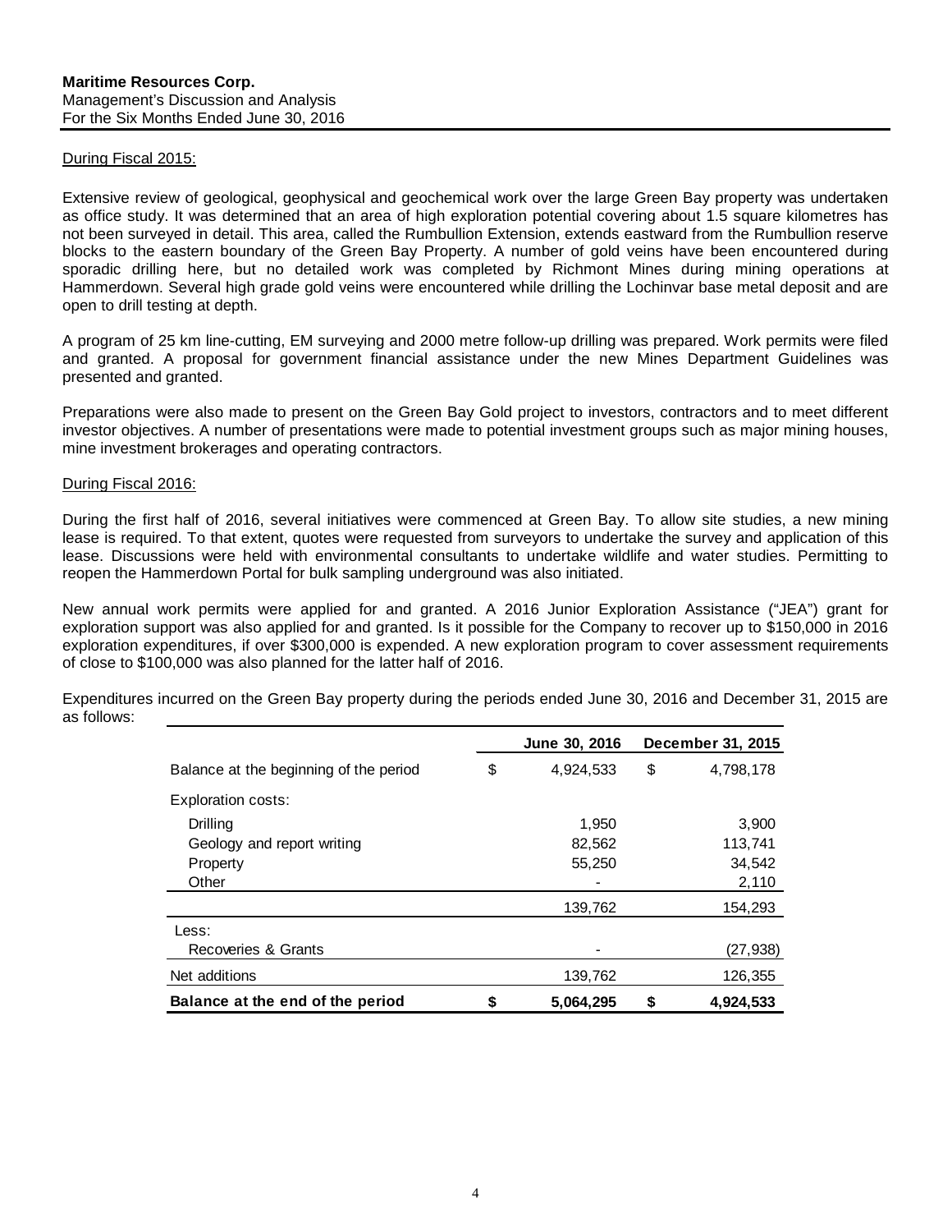During Fiscal 2015:

Extensive review of geological, geophysical and geochemical work over the large Green Bay property was undertaken as office study. It was determined that an area of high exploration potential covering about 1.5 square kilometres has not been surveyed in detail. This area, called the Rumbullion Extension, extends eastward from the Rumbullion reserve blocks to the eastern boundary of the Green Bay Property. A number of gold veins have been encountered during sporadic drilling here, but no detailed work was completed by Richmont Mines during mining operations at Hammerdown. Several high grade gold veins were encountered while drilling the Lochinvar base metal deposit and are open to drill testing at depth.

A program of 25 km line-cutting, EM surveying and 2000 metre follow-up drilling was prepared. Work permits were filed and granted. A proposal for government financial assistance under the new Mines Department Guidelines was presented and granted.

Preparations were also made to present on the Green Bay Gold project to investors, contractors and to meet different investor objectives. A number of presentations were made to potential investment groups such as major mining houses, mine investment brokerages and operating contractors.

During Fiscal 2016:

During the first half of 2016, several initiatives were commenced at Green Bay. To allow site studies, a new mining lease is required. To that extent, quotes were requested from surveyors to undertake the survey and application of this lease. Discussions were held with environmental consultants to undertake wildlife and water studies. Permitting to reopen the Hammerdown Portal for bulk sampling underground was also initiated.

New annual work permits were applied for and granted. A 2016 Junior Exploration Assistance ("JEA") grant for exploration support was also applied for and granted. Is it possible for the Company to recover up to $150,000 in 2016 exploration expenditures, if over $300,000 is expended. A new exploration program to cover assessment requirements of close to $100,000 was also planned for the latter half of 2016.

Expenditures incurred on the Green Bay property during the periods ended June 30, 2016 and December 31, 2015 are as follows:

| | June 30, 2016 | December 31, 2015 |
|---|---|---|
| Balance at the beginning of the period | $ 4,924,533 | $ 4,798,178 |
| Exploration costs: | | |
| Drilling | 1,950 | 3,900 |
| Geology and report writing | 82,562 | 113,741 |
| Property | 55,250 | 34,542 |
| Other | - | 2,110 |
| | 139,762 | 154,293 |
| Less: | | |
| Recoveries & Grants | - | (27,938) |
| Net additions | 139,762 | 126,355 |
| **Balance at the end of the period** | **$ 5,064,295** | **$ 4,924,533** |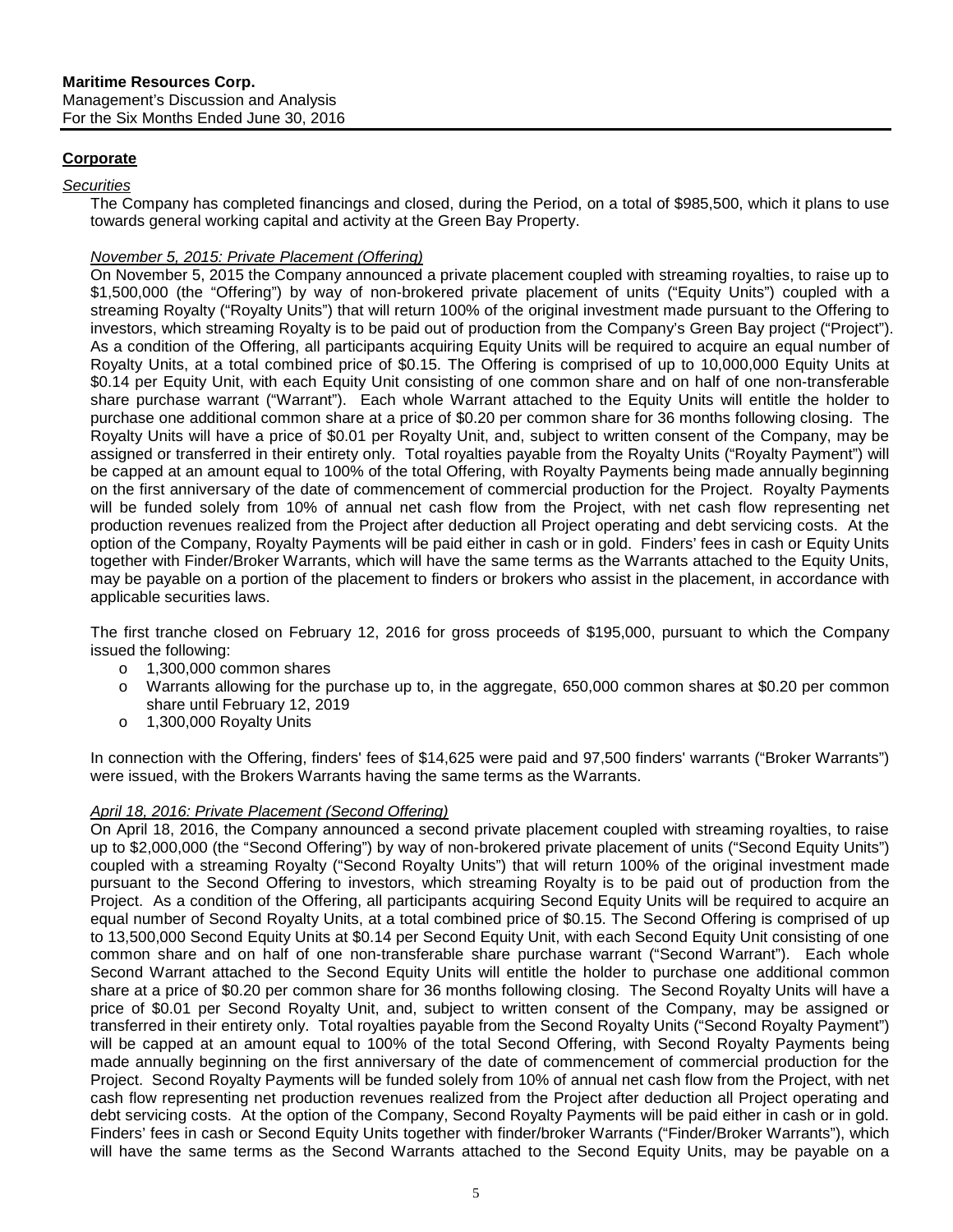## Corporate

### *Securities*

The Company has completed financings and closed, during the Period, on a total of $985,500, which it plans to use towards general working capital and activity at the Green Bay Property.

*November 5, 2015: Private Placement (Offering)*

On November 5, 2015 the Company announced a private placement coupled with streaming royalties, to raise up to $1,500,000 (the "Offering") by way of non-brokered private placement of units ("Equity Units") coupled with a streaming Royalty ("Royalty Units") that will return 100% of the original investment made pursuant to the Offering to investors, which streaming Royalty is to be paid out of production from the Company's Green Bay project ("Project"). As a condition of the Offering, all participants acquiring Equity Units will be required to acquire an equal number of Royalty Units, at a total combined price of $0.15. The Offering is comprised of up to 10,000,000 Equity Units at $0.14 per Equity Unit, with each Equity Unit consisting of one common share and on half of one non-transferable share purchase warrant ("Warrant"). Each whole Warrant attached to the Equity Units will entitle the holder to purchase one additional common share at a price of $0.20 per common share for 36 months following closing. The Royalty Units will have a price of $0.01 per Royalty Unit, and, subject to written consent of the Company, may be assigned or transferred in their entirety only. Total royalties payable from the Royalty Units ("Royalty Payment") will be capped at an amount equal to 100% of the total Offering, with Royalty Payments being made annually beginning on the first anniversary of the date of commencement of commercial production for the Project. Royalty Payments will be funded solely from 10% of annual net cash flow from the Project, with net cash flow representing net production revenues realized from the Project after deduction all Project operating and debt servicing costs. At the option of the Company, Royalty Payments will be paid either in cash or in gold. Finders' fees in cash or Equity Units together with Finder/Broker Warrants, which will have the same terms as the Warrants attached to the Equity Units, may be payable on a portion of the placement to finders or brokers who assist in the placement, in accordance with applicable securities laws.

The first tranche closed on February 12, 2016 for gross proceeds of $195,000, pursuant to which the Company issued the following:

- 1,300,000 common shares
- Warrants allowing for the purchase up to, in the aggregate, 650,000 common shares at $0.20 per common share until February 12, 2019
- 1,300,000 Royalty Units

In connection with the Offering, finders' fees of $14,625 were paid and 97,500 finders' warrants ("Broker Warrants") were issued, with the Brokers Warrants having the same terms as the Warrants.

*April 18, 2016: Private Placement (Second Offering)*

On April 18, 2016, the Company announced a second private placement coupled with streaming royalties, to raise up to $2,000,000 (the "Second Offering") by way of non-brokered private placement of units ("Second Equity Units") coupled with a streaming Royalty ("Second Royalty Units") that will return 100% of the original investment made pursuant to the Second Offering to investors, which streaming Royalty is to be paid out of production from the Project. As a condition of the Offering, all participants acquiring Second Equity Units will be required to acquire an equal number of Second Royalty Units, at a total combined price of $0.15. The Second Offering is comprised of up to 13,500,000 Second Equity Units at $0.14 per Second Equity Unit, with each Second Equity Unit consisting of one common share and on half of one non-transferable share purchase warrant ("Second Warrant"). Each whole Second Warrant attached to the Second Equity Units will entitle the holder to purchase one additional common share at a price of $0.20 per common share for 36 months following closing. The Second Royalty Units will have a price of $0.01 per Second Royalty Unit, and, subject to written consent of the Company, may be assigned or transferred in their entirety only. Total royalties payable from the Second Royalty Units ("Second Royalty Payment") will be capped at an amount equal to 100% of the total Second Offering, with Second Royalty Payments being made annually beginning on the first anniversary of the date of commencement of commercial production for the Project. Second Royalty Payments will be funded solely from 10% of annual net cash flow from the Project, with net cash flow representing net production revenues realized from the Project after deduction all Project operating and debt servicing costs. At the option of the Company, Second Royalty Payments will be paid either in cash or in gold. Finders' fees in cash or Second Equity Units together with finder/broker Warrants ("Finder/Broker Warrants"), which will have the same terms as the Second Warrants attached to the Second Equity Units, may be payable on a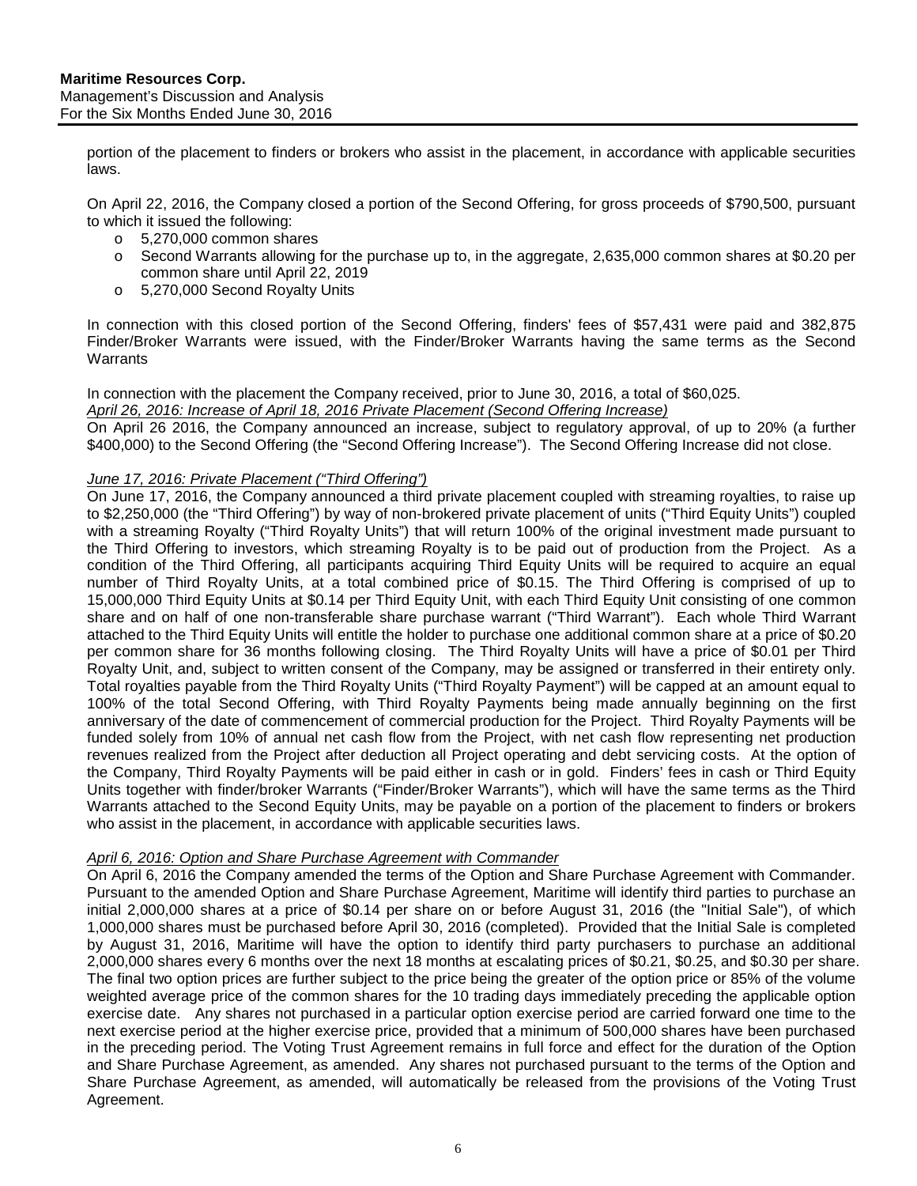portion of the placement to finders or brokers who assist in the placement, in accordance with applicable securities laws.

On April 22, 2016, the Company closed a portion of the Second Offering, for gross proceeds of $790,500, pursuant to which it issued the following:

- 5,270,000 common shares
- Second Warrants allowing for the purchase up to, in the aggregate, 2,635,000 common shares at $0.20 per common share until April 22, 2019
- 5,270,000 Second Royalty Units

In connection with this closed portion of the Second Offering, finders' fees of $57,431 were paid and 382,875 Finder/Broker Warrants were issued, with the Finder/Broker Warrants having the same terms as the Second Warrants

In connection with the placement the Company received, prior to June 30, 2016, a total of $60,025.

*April 26, 2016: Increase of April 18, 2016 Private Placement (Second Offering Increase)*

On April 26 2016, the Company announced an increase, subject to regulatory approval, of up to 20% (a further $400,000) to the Second Offering (the "Second Offering Increase"). The Second Offering Increase did not close.

*June 17, 2016: Private Placement ("Third Offering")*

On June 17, 2016, the Company announced a third private placement coupled with streaming royalties, to raise up to $2,250,000 (the "Third Offering") by way of non-brokered private placement of units ("Third Equity Units") coupled with a streaming Royalty ("Third Royalty Units") that will return 100% of the original investment made pursuant to the Third Offering to investors, which streaming Royalty is to be paid out of production from the Project. As a condition of the Third Offering, all participants acquiring Third Equity Units will be required to acquire an equal number of Third Royalty Units, at a total combined price of $0.15. The Third Offering is comprised of up to 15,000,000 Third Equity Units at $0.14 per Third Equity Unit, with each Third Equity Unit consisting of one common share and on half of one non-transferable share purchase warrant ("Third Warrant"). Each whole Third Warrant attached to the Third Equity Units will entitle the holder to purchase one additional common share at a price of $0.20 per common share for 36 months following closing. The Third Royalty Units will have a price of $0.01 per Third Royalty Unit, and, subject to written consent of the Company, may be assigned or transferred in their entirety only. Total royalties payable from the Third Royalty Units ("Third Royalty Payment") will be capped at an amount equal to 100% of the total Second Offering, with Third Royalty Payments being made annually beginning on the first anniversary of the date of commencement of commercial production for the Project. Third Royalty Payments will be funded solely from 10% of annual net cash flow from the Project, with net cash flow representing net production revenues realized from the Project after deduction all Project operating and debt servicing costs. At the option of the Company, Third Royalty Payments will be paid either in cash or in gold. Finders' fees in cash or Third Equity Units together with finder/broker Warrants ("Finder/Broker Warrants"), which will have the same terms as the Third Warrants attached to the Second Equity Units, may be payable on a portion of the placement to finders or brokers who assist in the placement, in accordance with applicable securities laws.

*April 6, 2016: Option and Share Purchase Agreement with Commander*

On April 6, 2016 the Company amended the terms of the Option and Share Purchase Agreement with Commander. Pursuant to the amended Option and Share Purchase Agreement, Maritime will identify third parties to purchase an initial 2,000,000 shares at a price of $0.14 per share on or before August 31, 2016 (the "Initial Sale"), of which 1,000,000 shares must be purchased before April 30, 2016 (completed). Provided that the Initial Sale is completed by August 31, 2016, Maritime will have the option to identify third party purchasers to purchase an additional 2,000,000 shares every 6 months over the next 18 months at escalating prices of $0.21, $0.25, and $0.30 per share. The final two option prices are further subject to the price being the greater of the option price or 85% of the volume weighted average price of the common shares for the 10 trading days immediately preceding the applicable option exercise date. Any shares not purchased in a particular option exercise period are carried forward one time to the next exercise period at the higher exercise price, provided that a minimum of 500,000 shares have been purchased in the preceding period. The Voting Trust Agreement remains in full force and effect for the duration of the Option and Share Purchase Agreement, as amended. Any shares not purchased pursuant to the terms of the Option and Share Purchase Agreement, as amended, will automatically be released from the provisions of the Voting Trust Agreement.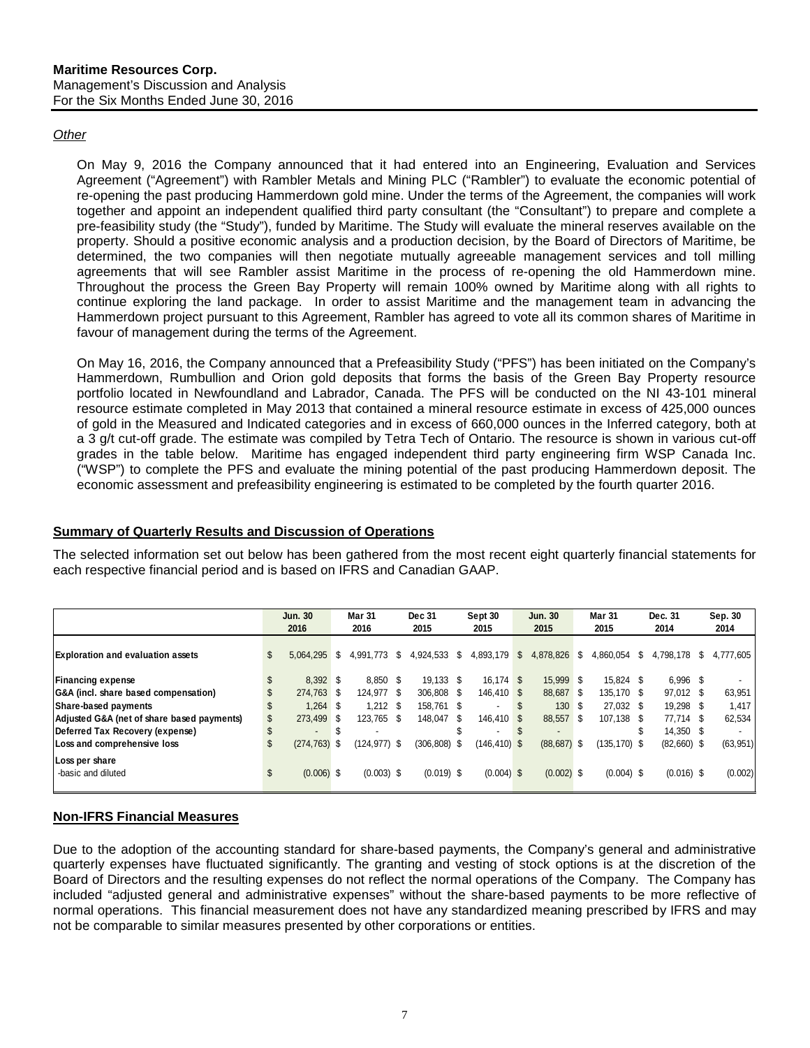*Other*

On May 9, 2016 the Company announced that it had entered into an Engineering, Evaluation and Services Agreement ("Agreement") with Rambler Metals and Mining PLC ("Rambler") to evaluate the economic potential of re-opening the past producing Hammerdown gold mine. Under the terms of the Agreement, the companies will work together and appoint an independent qualified third party consultant (the "Consultant") to prepare and complete a pre-feasibility study (the "Study"), funded by Maritime. The Study will evaluate the mineral reserves available on the property. Should a positive economic analysis and a production decision, by the Board of Directors of Maritime, be determined, the two companies will then negotiate mutually agreeable management services and toll milling agreements that will see Rambler assist Maritime in the process of re-opening the old Hammerdown mine. Throughout the process the Green Bay Property will remain 100% owned by Maritime along with all rights to continue exploring the land package. In order to assist Maritime and the management team in advancing the Hammerdown project pursuant to this Agreement, Rambler has agreed to vote all its common shares of Maritime in favour of management during the terms of the Agreement.

On May 16, 2016, the Company announced that a Prefeasibility Study ("PFS") has been initiated on the Company's Hammerdown, Rumbullion and Orion gold deposits that forms the basis of the Green Bay Property resource portfolio located in Newfoundland and Labrador, Canada. The PFS will be conducted on the NI 43-101 mineral resource estimate completed in May 2013 that contained a mineral resource estimate in excess of 425,000 ounces of gold in the Measured and Indicated categories and in excess of 660,000 ounces in the Inferred category, both at a 3 g/t cut-off grade. The estimate was compiled by Tetra Tech of Ontario. The resource is shown in various cut-off grades in the table below. Maritime has engaged independent third party engineering firm WSP Canada Inc. ("WSP") to complete the PFS and evaluate the mining potential of the past producing Hammerdown deposit. The economic assessment and prefeasibility engineering is estimated to be completed by the fourth quarter 2016.

## Summary of Quarterly Results and Discussion of Operations

The selected information set out below has been gathered from the most recent eight quarterly financial statements for each respective financial period and is based on IFRS and Canadian GAAP.

| | Jun. 30 2016 | Mar 31 2016 | Dec 31 2015 | Sept 30 2015 | Jun. 30 2015 | Mar 31 2015 | Dec. 31 2014 | Sep. 30 2014 |
|---|---|---|---|---|---|---|---|---|
| **Exploration and evaluation assets** | $ 5,064,295 | $ 4,991,773 | $ 4,924,533 | $ 4,893,179 | $ 4,878,826 | $ 4,860,054 | $ 4,798,178 | $ 4,777,605 |
| **Financing expense** | $ 8,392 | $ 8,850 | $ 19,133 | $ 16,174 | $ 15,999 | $ 15,824 | $ 6,996 | $ - |
| **G&A (incl. share based compensation)** | $ 274,763 | $ 124,977 | $ 306,808 | $ 146,410 | $ 88,687 | $ 135,170 | $ 97,012 | $ 63,951 |
| **Share-based payments** | $ 1,264 | $ 1,212 | $ 158,761 | $ - | $ 130 | $ 27,032 | $ 19,298 | $ 1,417 |
| **Adjusted G&A (net of share based payments)** | $ 273,499 | $ 123,765 | $ 148,047 | $ 146,410 | $ 88,557 | $ 107,138 | $ 77,714 | $ 62,534 |
| **Deferred Tax Recovery (expense)** | $ - | $ - | | $ - | $ - | | $ 14,350 | $ - |
| **Loss and comprehensive loss** | $ (274,763) | $ (124,977) | $ (306,808) | $ (146,410) | $ (88,687) | $ (135,170) | $ (82,660) | $ (63,951) |
| **Loss per share** | | | | | | | | |
| -basic and diluted | $ (0.006) | $ (0.003) | $ (0.019) | $ (0.004) | $ (0.002) | $ (0.004) | $ (0.016) | $ (0.002) |

## Non-IFRS Financial Measures

Due to the adoption of the accounting standard for share-based payments, the Company's general and administrative quarterly expenses have fluctuated significantly. The granting and vesting of stock options is at the discretion of the Board of Directors and the resulting expenses do not reflect the normal operations of the Company. The Company has included "adjusted general and administrative expenses" without the share-based payments to be more reflective of normal operations. This financial measurement does not have any standardized meaning prescribed by IFRS and may not be comparable to similar measures presented by other corporations or entities.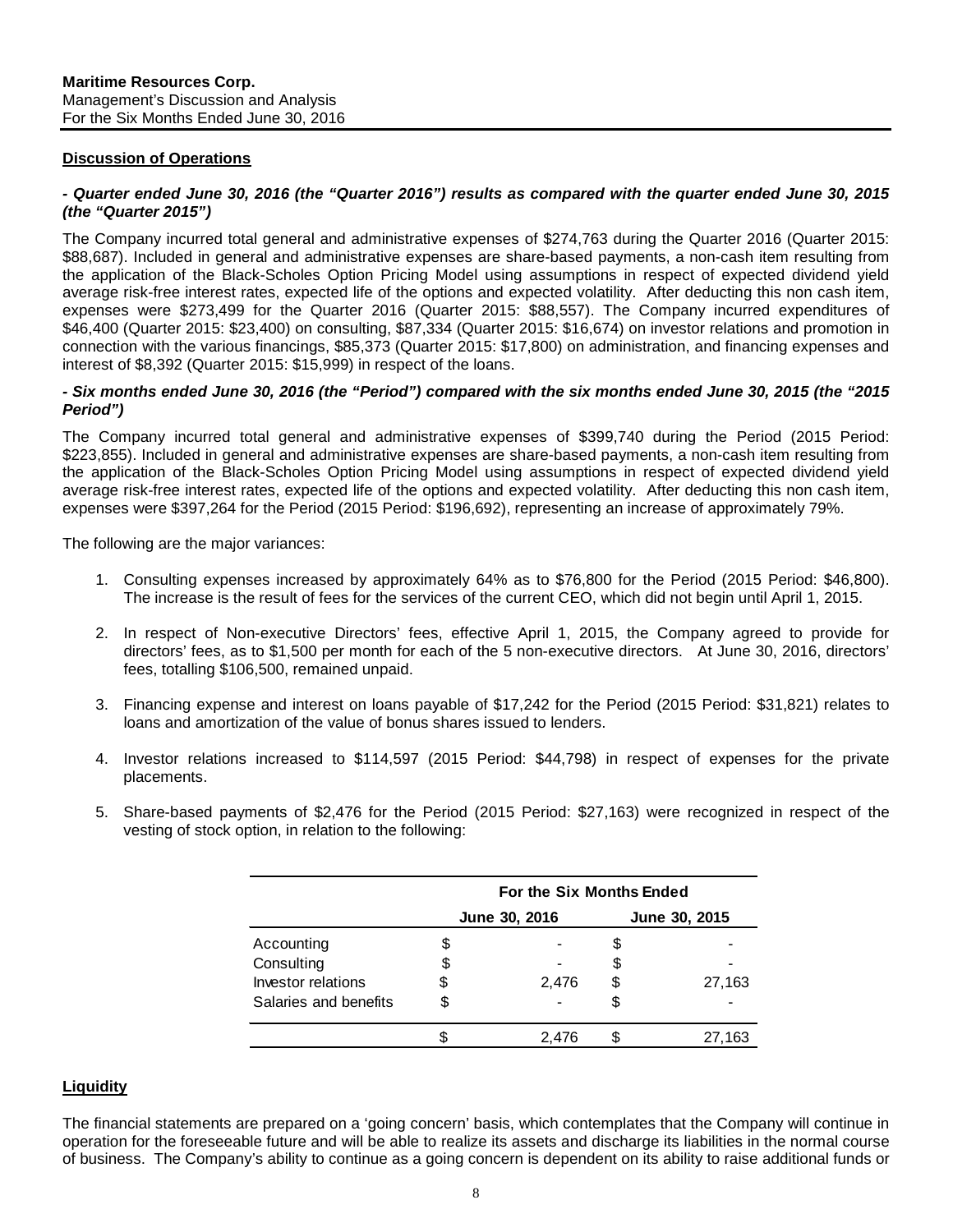**Maritime Resources Corp.**
Management's Discussion and Analysis
For the Six Months Ended June 30, 2016

## Discussion of Operations

***- Quarter ended June 30, 2016 (the "Quarter 2016") results as compared with the quarter ended June 30, 2015 (the "Quarter 2015")***

The Company incurred total general and administrative expenses of $274,763 during the Quarter 2016 (Quarter 2015: $88,687). Included in general and administrative expenses are share-based payments, a non-cash item resulting from the application of the Black-Scholes Option Pricing Model using assumptions in respect of expected dividend yield average risk-free interest rates, expected life of the options and expected volatility. After deducting this non cash item, expenses were $273,499 for the Quarter 2016 (Quarter 2015: $88,557). The Company incurred expenditures of $46,400 (Quarter 2015: $23,400) on consulting, $87,334 (Quarter 2015: $16,674) on investor relations and promotion in connection with the various financings, $85,373 (Quarter 2015: $17,800) on administration, and financing expenses and interest of $8,392 (Quarter 2015: $15,999) in respect of the loans.

***- Six months ended June 30, 2016 (the "Period") compared with the six months ended June 30, 2015 (the "2015 Period")***

The Company incurred total general and administrative expenses of $399,740 during the Period (2015 Period: $223,855). Included in general and administrative expenses are share-based payments, a non-cash item resulting from the application of the Black-Scholes Option Pricing Model using assumptions in respect of expected dividend yield average risk-free interest rates, expected life of the options and expected volatility. After deducting this non cash item, expenses were $397,264 for the Period (2015 Period: $196,692), representing an increase of approximately 79%.

The following are the major variances:

1. Consulting expenses increased by approximately 64% as to $76,800 for the Period (2015 Period: $46,800). The increase is the result of fees for the services of the current CEO, which did not begin until April 1, 2015.

2. In respect of Non-executive Directors' fees, effective April 1, 2015, the Company agreed to provide for directors' fees, as to $1,500 per month for each of the 5 non-executive directors. At June 30, 2016, directors' fees, totalling $106,500, remained unpaid.

3. Financing expense and interest on loans payable of $17,242 for the Period (2015 Period: $31,821) relates to loans and amortization of the value of bonus shares issued to lenders.

4. Investor relations increased to $114,597 (2015 Period: $44,798) in respect of expenses for the private placements.

5. Share-based payments of $2,476 for the Period (2015 Period: $27,163) were recognized in respect of the vesting of stock option, in relation to the following:

| | For the Six Months Ended | |
|---|---|---|
| | June 30, 2016 | June 30, 2015 |
| Accounting | $ - | $ - |
| Consulting | $ - | $ - |
| Investor relations | $ 2,476 | $ 27,163 |
| Salaries and benefits | $ - | $ - |
| | $ 2,476 | $ 27,163 |

## Liquidity

The financial statements are prepared on a 'going concern' basis, which contemplates that the Company will continue in operation for the foreseeable future and will be able to realize its assets and discharge its liabilities in the normal course of business. The Company's ability to continue as a going concern is dependent on its ability to raise additional funds or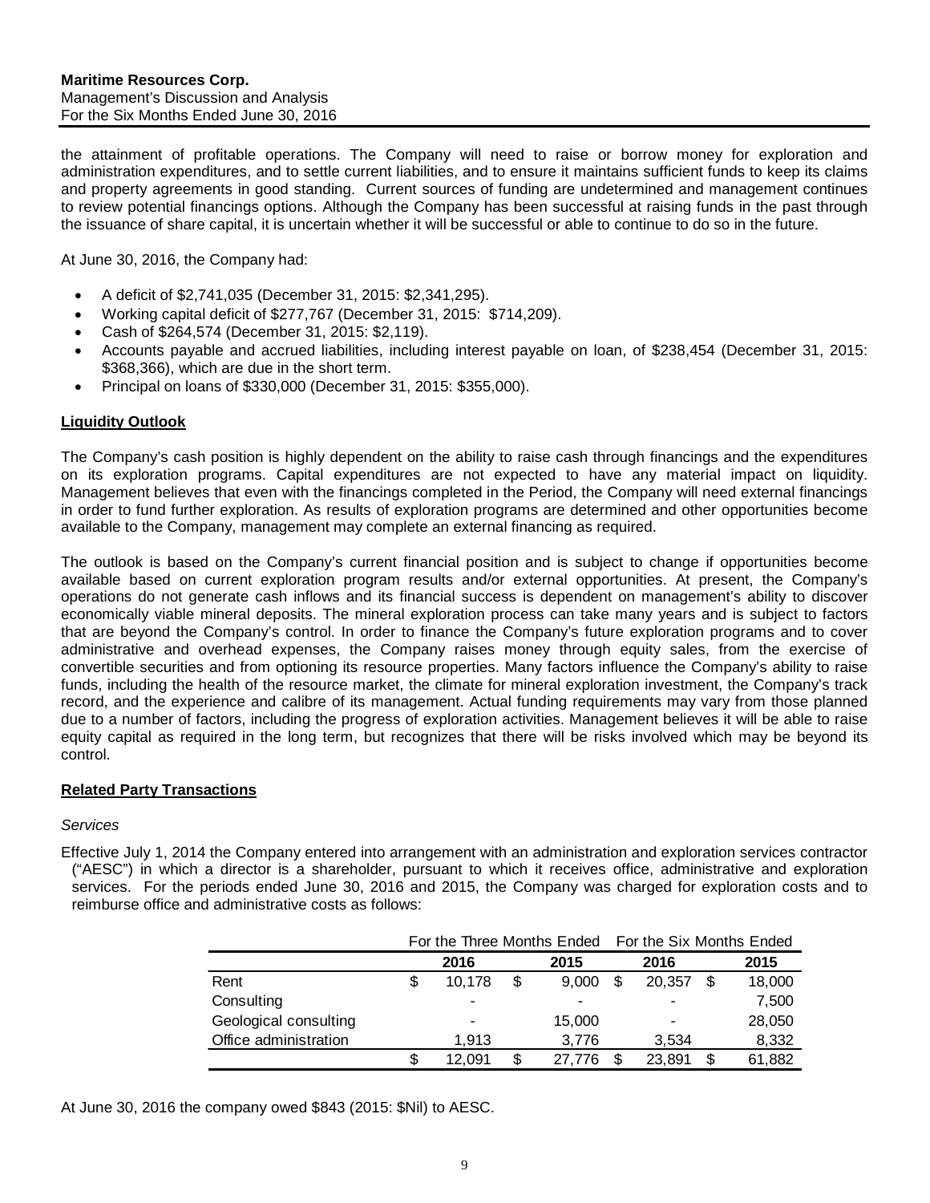the attainment of profitable operations. The Company will need to raise or borrow money for exploration and administration expenditures, and to settle current liabilities, and to ensure it maintains sufficient funds to keep its claims and property agreements in good standing. Current sources of funding are undetermined and management continues to review potential financings options. Although the Company has been successful at raising funds in the past through the issuance of share capital, it is uncertain whether it will be successful or able to continue to do so in the future.

At June 30, 2016, the Company had:

- A deficit of $2,741,035 (December 31, 2015: $2,341,295).
- Working capital deficit of $277,767 (December 31, 2015: $714,209).
- Cash of $264,574 (December 31, 2015: $2,119).
- Accounts payable and accrued liabilities, including interest payable on loan, of $238,454 (December 31, 2015: $368,366), which are due in the short term.
- Principal on loans of $330,000 (December 31, 2015: $355,000).

**Liquidity Outlook**

The Company's cash position is highly dependent on the ability to raise cash through financings and the expenditures on its exploration programs. Capital expenditures are not expected to have any material impact on liquidity. Management believes that even with the financings completed in the Period, the Company will need external financings in order to fund further exploration. As results of exploration programs are determined and other opportunities become available to the Company, management may complete an external financing as required.

The outlook is based on the Company's current financial position and is subject to change if opportunities become available based on current exploration program results and/or external opportunities. At present, the Company's operations do not generate cash inflows and its financial success is dependent on management's ability to discover economically viable mineral deposits. The mineral exploration process can take many years and is subject to factors that are beyond the Company's control. In order to finance the Company's future exploration programs and to cover administrative and overhead expenses, the Company raises money through equity sales, from the exercise of convertible securities and from optioning its resource properties. Many factors influence the Company's ability to raise funds, including the health of the resource market, the climate for mineral exploration investment, the Company's track record, and the experience and calibre of its management. Actual funding requirements may vary from those planned due to a number of factors, including the progress of exploration activities. Management believes it will be able to raise equity capital as required in the long term, but recognizes that there will be risks involved which may be beyond its control.

**Related Party Transactions**

*Services*

Effective July 1, 2014 the Company entered into arrangement with an administration and exploration services contractor ("AESC") in which a director is a shareholder, pursuant to which it receives office, administrative and exploration services. For the periods ended June 30, 2016 and 2015, the Company was charged for exploration costs and to reimburse office and administrative costs as follows:

| | For the Three Months Ended | | For the Six Months Ended | |
|---|---|---|---|---|
| | 2016 | 2015 | 2016 | 2015 |
| Rent | $ 10,178 | $ 9,000 | $ 20,357 | $ 18,000 |
| Consulting | - | - | - | 7,500 |
| Geological consulting | - | 15,000 | - | 28,050 |
| Office administration | 1,913 | 3,776 | 3,534 | 8,332 |
| | $ 12,091 | $ 27,776 | $ 23,891 | $ 61,882 |

At June 30, 2016 the company owed $843 (2015: $Nil) to AESC.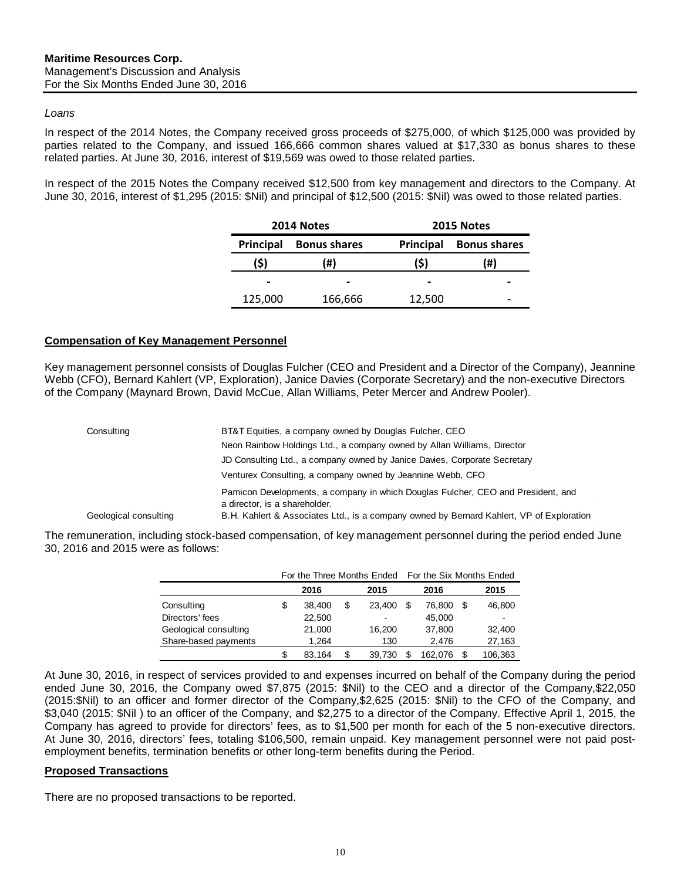*Loans*

In respect of the 2014 Notes, the Company received gross proceeds of $275,000, of which $125,000 was provided by parties related to the Company, and issued 166,666 common shares valued at $17,330 as bonus shares to these related parties. At June 30, 2016, interest of $19,569 was owed to those related parties.

In respect of the 2015 Notes the Company received $12,500 from key management and directors to the Company. At June 30, 2016, interest of $1,295 (2015: $Nil) and principal of $12,500 (2015: $Nil) was owed to those related parties.

| 2014 Notes | | 2015 Notes | |
|---|---|---|---|
| Principal | Bonus shares | Principal | Bonus shares |
| ($) | (#) | ($) | (#) |
| - | - | - | - |
| 125,000 | 166,666 | 12,500 | - |

## Compensation of Key Management Personnel

Key management personnel consists of Douglas Fulcher (CEO and President and a Director of the Company), Jeannine Webb (CFO), Bernard Kahlert (VP, Exploration), Janice Davies (Corporate Secretary) and the non-executive Directors of the Company (Maynard Brown, David McCue, Allan Williams, Peter Mercer and Andrew Pooler).

| | |
|---|---|
| Consulting | BT&T Equities, a company owned by Douglas Fulcher, CEO |
| | Neon Rainbow Holdings Ltd., a company owned by Allan Williams, Director |
| | JD Consulting Ltd., a company owned by Janice Davies, Corporate Secretary |
| | Venturex Consulting, a company owned by Jeannine Webb, CFO |
| | Pamicon Developments, a company in which Douglas Fulcher, CEO and President, and a director, is a shareholder. |
| Geological consulting | B.H. Kahlert & Associates Ltd., is a company owned by Bernard Kahlert, VP of Exploration |

The remuneration, including stock-based compensation, of key management personnel during the period ended June 30, 2016 and 2015 were as follows:

| | For the Three Months Ended | | For the Six Months Ended | |
|---|---|---|---|---|
| | 2016 | 2015 | 2016 | 2015 |
| Consulting | $ 38,400 | $ 23,400 | $ 76,800 | $ 46,800 |
| Directors' fees | 22,500 | - | 45,000 | - |
| Geological consulting | 21,000 | 16,200 | 37,800 | 32,400 |
| Share-based payments | 1,264 | 130 | 2,476 | 27,163 |
| | $ 83,164 | $ 39,730 | $ 162,076 | $ 106,363 |

At June 30, 2016, in respect of services provided to and expenses incurred on behalf of the Company during the period ended June 30, 2016, the Company owed $7,875 (2015: $Nil) to the CEO and a director of the Company,$22,050 (2015:$Nil) to an officer and former director of the Company,$2,625 (2015: $Nil) to the CFO of the Company, and $3,040 (2015: $Nil ) to an officer of the Company, and $2,275 to a director of the Company. Effective April 1, 2015, the Company has agreed to provide for directors' fees, as to $1,500 per month for each of the 5 non-executive directors. At June 30, 2016, directors' fees, totaling $106,500, remain unpaid. Key management personnel were not paid post-employment benefits, termination benefits or other long-term benefits during the Period.

## Proposed Transactions

There are no proposed transactions to be reported.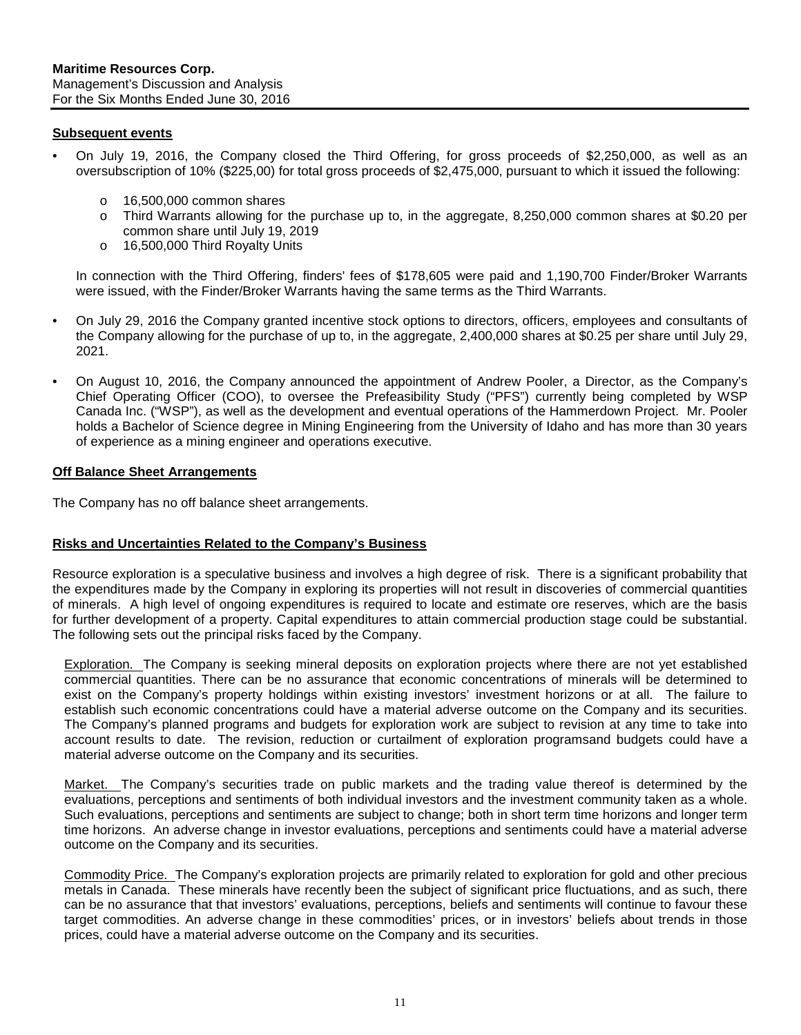## Subsequent events

- On July 19, 2016, the Company closed the Third Offering, for gross proceeds of $2,250,000, as well as an oversubscription of 10% ($225,00) for total gross proceeds of $2,475,000, pursuant to which it issued the following:
  - 16,500,000 common shares
  - Third Warrants allowing for the purchase up to, in the aggregate, 8,250,000 common shares at $0.20 per common share until July 19, 2019
  - 16,500,000 Third Royalty Units

  In connection with the Third Offering, finders' fees of $178,605 were paid and 1,190,700 Finder/Broker Warrants were issued, with the Finder/Broker Warrants having the same terms as the Third Warrants.

- On July 29, 2016 the Company granted incentive stock options to directors, officers, employees and consultants of the Company allowing for the purchase of up to, in the aggregate, 2,400,000 shares at $0.25 per share until July 29, 2021.

- On August 10, 2016, the Company announced the appointment of Andrew Pooler, a Director, as the Company's Chief Operating Officer (COO), to oversee the Prefeasibility Study ("PFS") currently being completed by WSP Canada Inc. ("WSP"), as well as the development and eventual operations of the Hammerdown Project. Mr. Pooler holds a Bachelor of Science degree in Mining Engineering from the University of Idaho and has more than 30 years of experience as a mining engineer and operations executive.

## Off Balance Sheet Arrangements

The Company has no off balance sheet arrangements.

## Risks and Uncertainties Related to the Company's Business

Resource exploration is a speculative business and involves a high degree of risk. There is a significant probability that the expenditures made by the Company in exploring its properties will not result in discoveries of commercial quantities of minerals. A high level of ongoing expenditures is required to locate and estimate ore reserves, which are the basis for further development of a property. Capital expenditures to attain commercial production stage could be substantial. The following sets out the principal risks faced by the Company.

Exploration. The Company is seeking mineral deposits on exploration projects where there are not yet established commercial quantities. There can be no assurance that economic concentrations of minerals will be determined to exist on the Company's property holdings within existing investors' investment horizons or at all. The failure to establish such economic concentrations could have a material adverse outcome on the Company and its securities. The Company's planned programs and budgets for exploration work are subject to revision at any time to take into account results to date. The revision, reduction or curtailment of exploration programsand budgets could have a material adverse outcome on the Company and its securities.

Market. The Company's securities trade on public markets and the trading value thereof is determined by the evaluations, perceptions and sentiments of both individual investors and the investment community taken as a whole. Such evaluations, perceptions and sentiments are subject to change; both in short term time horizons and longer term time horizons. An adverse change in investor evaluations, perceptions and sentiments could have a material adverse outcome on the Company and its securities.

Commodity Price. The Company's exploration projects are primarily related to exploration for gold and other precious metals in Canada. These minerals have recently been the subject of significant price fluctuations, and as such, there can be no assurance that that investors' evaluations, perceptions, beliefs and sentiments will continue to favour these target commodities. An adverse change in these commodities' prices, or in investors' beliefs about trends in those prices, could have a material adverse outcome on the Company and its securities.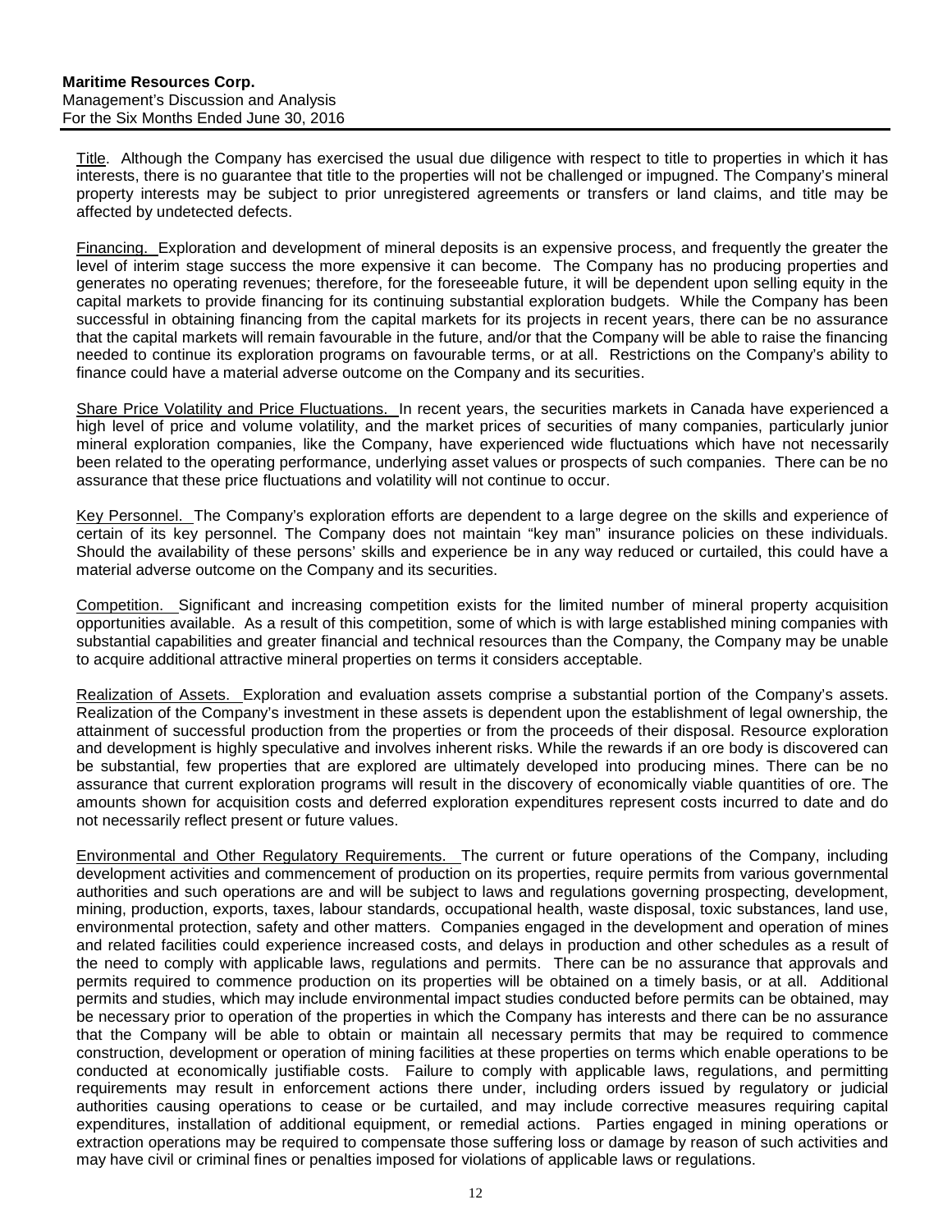Title. Although the Company has exercised the usual due diligence with respect to title to properties in which it has interests, there is no guarantee that title to the properties will not be challenged or impugned. The Company's mineral property interests may be subject to prior unregistered agreements or transfers or land claims, and title may be affected by undetected defects.

Financing. Exploration and development of mineral deposits is an expensive process, and frequently the greater the level of interim stage success the more expensive it can become. The Company has no producing properties and generates no operating revenues; therefore, for the foreseeable future, it will be dependent upon selling equity in the capital markets to provide financing for its continuing substantial exploration budgets. While the Company has been successful in obtaining financing from the capital markets for its projects in recent years, there can be no assurance that the capital markets will remain favourable in the future, and/or that the Company will be able to raise the financing needed to continue its exploration programs on favourable terms, or at all. Restrictions on the Company's ability to finance could have a material adverse outcome on the Company and its securities.

Share Price Volatility and Price Fluctuations. In recent years, the securities markets in Canada have experienced a high level of price and volume volatility, and the market prices of securities of many companies, particularly junior mineral exploration companies, like the Company, have experienced wide fluctuations which have not necessarily been related to the operating performance, underlying asset values or prospects of such companies. There can be no assurance that these price fluctuations and volatility will not continue to occur.

Key Personnel. The Company's exploration efforts are dependent to a large degree on the skills and experience of certain of its key personnel. The Company does not maintain "key man" insurance policies on these individuals. Should the availability of these persons' skills and experience be in any way reduced or curtailed, this could have a material adverse outcome on the Company and its securities.

Competition. Significant and increasing competition exists for the limited number of mineral property acquisition opportunities available. As a result of this competition, some of which is with large established mining companies with substantial capabilities and greater financial and technical resources than the Company, the Company may be unable to acquire additional attractive mineral properties on terms it considers acceptable.

Realization of Assets. Exploration and evaluation assets comprise a substantial portion of the Company's assets. Realization of the Company's investment in these assets is dependent upon the establishment of legal ownership, the attainment of successful production from the properties or from the proceeds of their disposal. Resource exploration and development is highly speculative and involves inherent risks. While the rewards if an ore body is discovered can be substantial, few properties that are explored are ultimately developed into producing mines. There can be no assurance that current exploration programs will result in the discovery of economically viable quantities of ore. The amounts shown for acquisition costs and deferred exploration expenditures represent costs incurred to date and do not necessarily reflect present or future values.

Environmental and Other Regulatory Requirements. The current or future operations of the Company, including development activities and commencement of production on its properties, require permits from various governmental authorities and such operations are and will be subject to laws and regulations governing prospecting, development, mining, production, exports, taxes, labour standards, occupational health, waste disposal, toxic substances, land use, environmental protection, safety and other matters. Companies engaged in the development and operation of mines and related facilities could experience increased costs, and delays in production and other schedules as a result of the need to comply with applicable laws, regulations and permits. There can be no assurance that approvals and permits required to commence production on its properties will be obtained on a timely basis, or at all. Additional permits and studies, which may include environmental impact studies conducted before permits can be obtained, may be necessary prior to operation of the properties in which the Company has interests and there can be no assurance that the Company will be able to obtain or maintain all necessary permits that may be required to commence construction, development or operation of mining facilities at these properties on terms which enable operations to be conducted at economically justifiable costs. Failure to comply with applicable laws, regulations, and permitting requirements may result in enforcement actions there under, including orders issued by regulatory or judicial authorities causing operations to cease or be curtailed, and may include corrective measures requiring capital expenditures, installation of additional equipment, or remedial actions. Parties engaged in mining operations or extraction operations may be required to compensate those suffering loss or damage by reason of such activities and may have civil or criminal fines or penalties imposed for violations of applicable laws or regulations.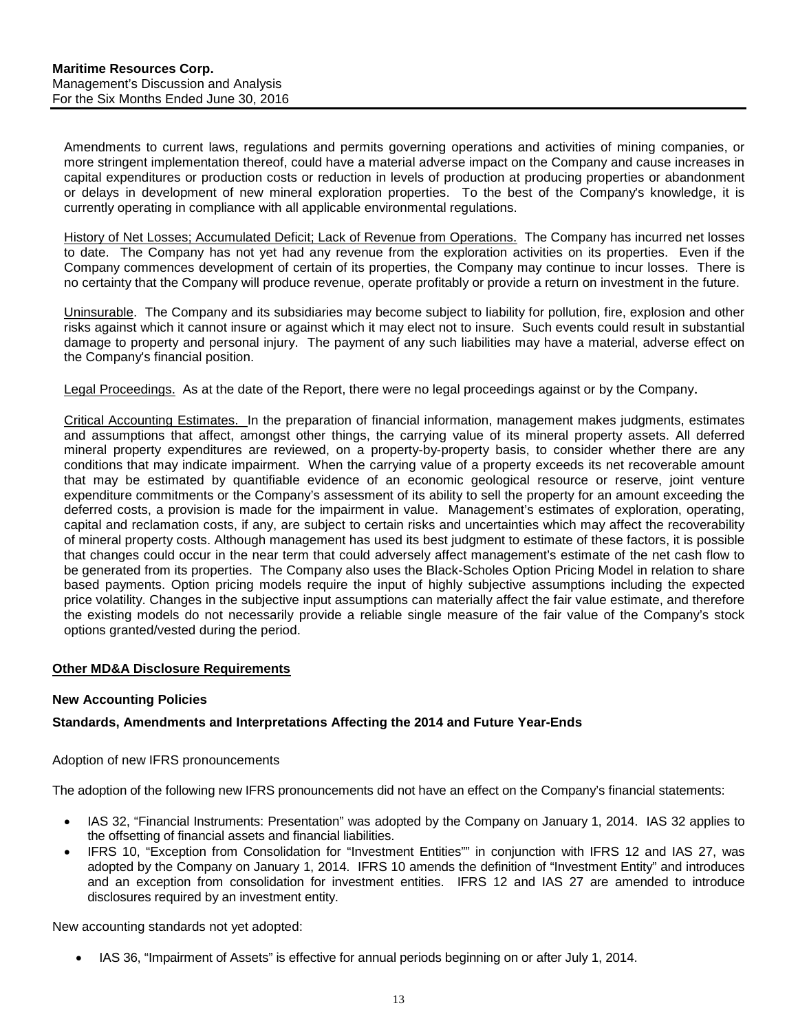Amendments to current laws, regulations and permits governing operations and activities of mining companies, or more stringent implementation thereof, could have a material adverse impact on the Company and cause increases in capital expenditures or production costs or reduction in levels of production at producing properties or abandonment or delays in development of new mineral exploration properties. To the best of the Company's knowledge, it is currently operating in compliance with all applicable environmental regulations.

History of Net Losses; Accumulated Deficit; Lack of Revenue from Operations. The Company has incurred net losses to date. The Company has not yet had any revenue from the exploration activities on its properties. Even if the Company commences development of certain of its properties, the Company may continue to incur losses. There is no certainty that the Company will produce revenue, operate profitably or provide a return on investment in the future.

Uninsurable. The Company and its subsidiaries may become subject to liability for pollution, fire, explosion and other risks against which it cannot insure or against which it may elect not to insure. Such events could result in substantial damage to property and personal injury. The payment of any such liabilities may have a material, adverse effect on the Company's financial position.

Legal Proceedings. As at the date of the Report, there were no legal proceedings against or by the Company.

Critical Accounting Estimates. In the preparation of financial information, management makes judgments, estimates and assumptions that affect, amongst other things, the carrying value of its mineral property assets. All deferred mineral property expenditures are reviewed, on a property-by-property basis, to consider whether there are any conditions that may indicate impairment. When the carrying value of a property exceeds its net recoverable amount that may be estimated by quantifiable evidence of an economic geological resource or reserve, joint venture expenditure commitments or the Company's assessment of its ability to sell the property for an amount exceeding the deferred costs, a provision is made for the impairment in value. Management's estimates of exploration, operating, capital and reclamation costs, if any, are subject to certain risks and uncertainties which may affect the recoverability of mineral property costs. Although management has used its best judgment to estimate of these factors, it is possible that changes could occur in the near term that could adversely affect management's estimate of the net cash flow to be generated from its properties. The Company also uses the Black-Scholes Option Pricing Model in relation to share based payments. Option pricing models require the input of highly subjective assumptions including the expected price volatility. Changes in the subjective input assumptions can materially affect the fair value estimate, and therefore the existing models do not necessarily provide a reliable single measure of the fair value of the Company's stock options granted/vested during the period.

## Other MD&A Disclosure Requirements

### New Accounting Policies

### Standards, Amendments and Interpretations Affecting the 2014 and Future Year-Ends

Adoption of new IFRS pronouncements

The adoption of the following new IFRS pronouncements did not have an effect on the Company's financial statements:

- IAS 32, "Financial Instruments: Presentation" was adopted by the Company on January 1, 2014. IAS 32 applies to the offsetting of financial assets and financial liabilities.
- IFRS 10, "Exception from Consolidation for "Investment Entities"" in conjunction with IFRS 12 and IAS 27, was adopted by the Company on January 1, 2014. IFRS 10 amends the definition of "Investment Entity" and introduces and an exception from consolidation for investment entities. IFRS 12 and IAS 27 are amended to introduce disclosures required by an investment entity.

New accounting standards not yet adopted:

- IAS 36, "Impairment of Assets" is effective for annual periods beginning on or after July 1, 2014.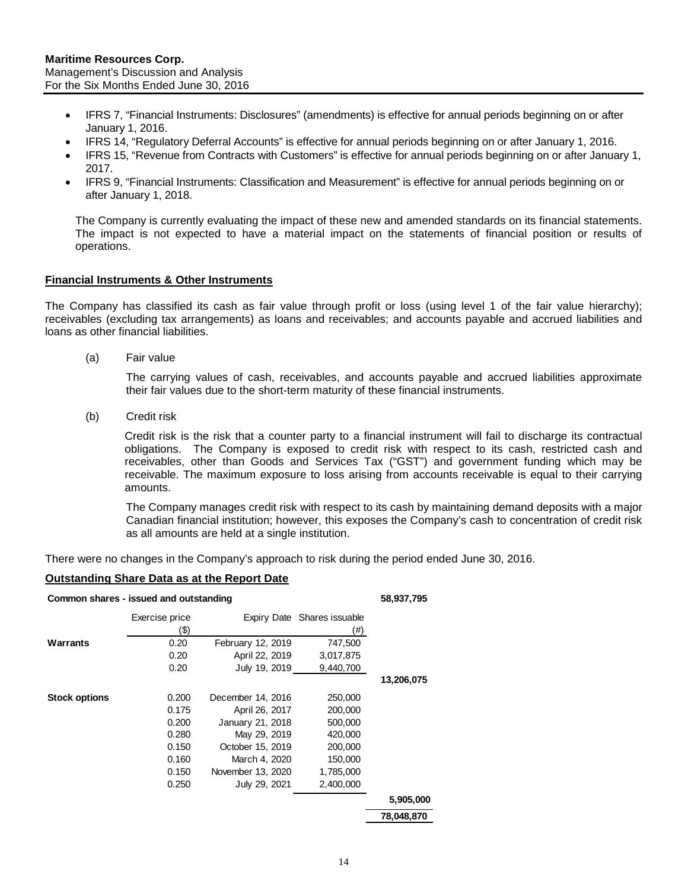- IFRS 7, "Financial Instruments: Disclosures" (amendments) is effective for annual periods beginning on or after January 1, 2016.
- IFRS 14, "Regulatory Deferral Accounts" is effective for annual periods beginning on or after January 1, 2016.
- IFRS 15, "Revenue from Contracts with Customers" is effective for annual periods beginning on or after January 1, 2017.
- IFRS 9, "Financial Instruments: Classification and Measurement" is effective for annual periods beginning on or after January 1, 2018.

The Company is currently evaluating the impact of these new and amended standards on its financial statements. The impact is not expected to have a material impact on the statements of financial position or results of operations.

## Financial Instruments & Other Instruments

The Company has classified its cash as fair value through profit or loss (using level 1 of the fair value hierarchy); receivables (excluding tax arrangements) as loans and receivables; and accounts payable and accrued liabilities and loans as other financial liabilities.

(a) Fair value

The carrying values of cash, receivables, and accounts payable and accrued liabilities approximate their fair values due to the short-term maturity of these financial instruments.

(b) Credit risk

Credit risk is the risk that a counter party to a financial instrument will fail to discharge its contractual obligations. The Company is exposed to credit risk with respect to its cash, restricted cash and receivables, other than Goods and Services Tax ("GST") and government funding which may be receivable. The maximum exposure to loss arising from accounts receivable is equal to their carrying amounts.

The Company manages credit risk with respect to its cash by maintaining demand deposits with a major Canadian financial institution; however, this exposes the Company's cash to concentration of credit risk as all amounts are held at a single institution.

There were no changes in the Company's approach to risk during the period ended June 30, 2016.

## Outstanding Share Data as at the Report Date

| **Common shares - issued and outstanding** | | | | **58,937,795** |
|---|---|---|---|---|
| | Exercise price ($) | Expiry Date | Shares issuable (#) | |
| **Warrants** | 0.20 | February 12, 2019 | 747,500 | |
| | 0.20 | April 22, 2019 | 3,017,875 | |
| | 0.20 | July 19, 2019 | 9,440,700 | |
| | | | | **13,206,075** |
| **Stock options** | 0.200 | December 14, 2016 | 250,000 | |
| | 0.175 | April 26, 2017 | 200,000 | |
| | 0.200 | January 21, 2018 | 500,000 | |
| | 0.280 | May 29, 2019 | 420,000 | |
| | 0.150 | October 15, 2019 | 200,000 | |
| | 0.160 | March 4, 2020 | 150,000 | |
| | 0.150 | November 13, 2020 | 1,785,000 | |
| | 0.250 | July 29, 2021 | 2,400,000 | |
| | | | | **5,905,000** |
| | | | | **78,048,870** |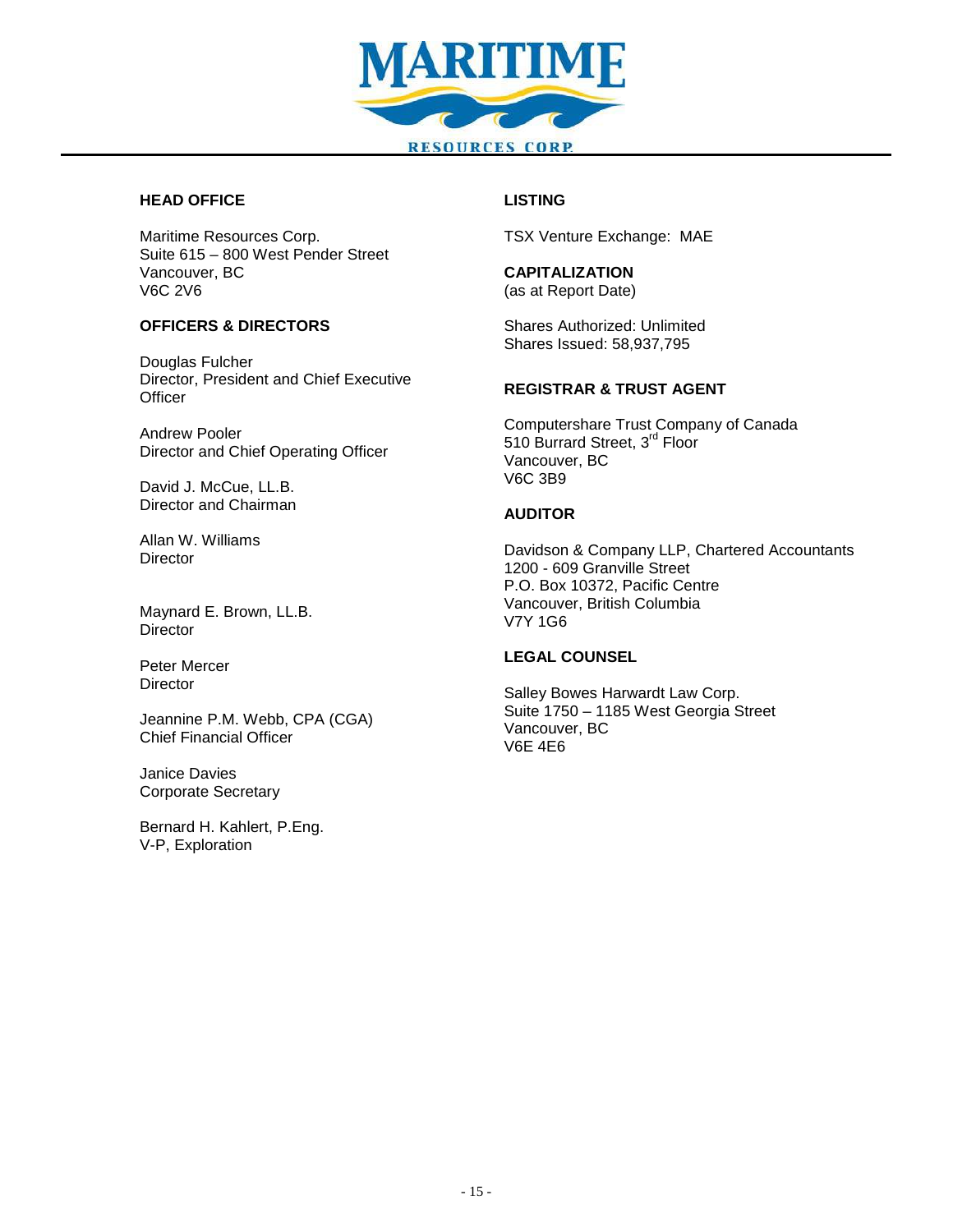MARITIME

RESOURCES CORP.

**HEAD OFFICE**

Maritime Resources Corp.
Suite 615 – 800 West Pender Street
Vancouver, BC
V6C 2V6

**OFFICERS & DIRECTORS**

Douglas Fulcher
Director, President and Chief Executive Officer

Andrew Pooler
Director and Chief Operating Officer

David J. McCue, LL.B.
Director and Chairman

Allan W. Williams
Director

Maynard E. Brown, LL.B.
Director

Peter Mercer
Director

Jeannine P.M. Webb, CPA (CGA)
Chief Financial Officer

Janice Davies
Corporate Secretary

Bernard H. Kahlert, P.Eng.
V-P, Exploration

**LISTING**

TSX Venture Exchange: MAE

**CAPITALIZATION**
(as at Report Date)

Shares Authorized: Unlimited
Shares Issued: 58,937,795

**REGISTRAR & TRUST AGENT**

Computershare Trust Company of Canada
510 Burrard Street, 3rd Floor
Vancouver, BC
V6C 3B9

**AUDITOR**

Davidson & Company LLP, Chartered Accountants
1200 - 609 Granville Street
P.O. Box 10372, Pacific Centre
Vancouver, British Columbia
V7Y 1G6

**LEGAL COUNSEL**

Salley Bowes Harwardt Law Corp.
Suite 1750 – 1185 West Georgia Street
Vancouver, BC
V6E 4E6